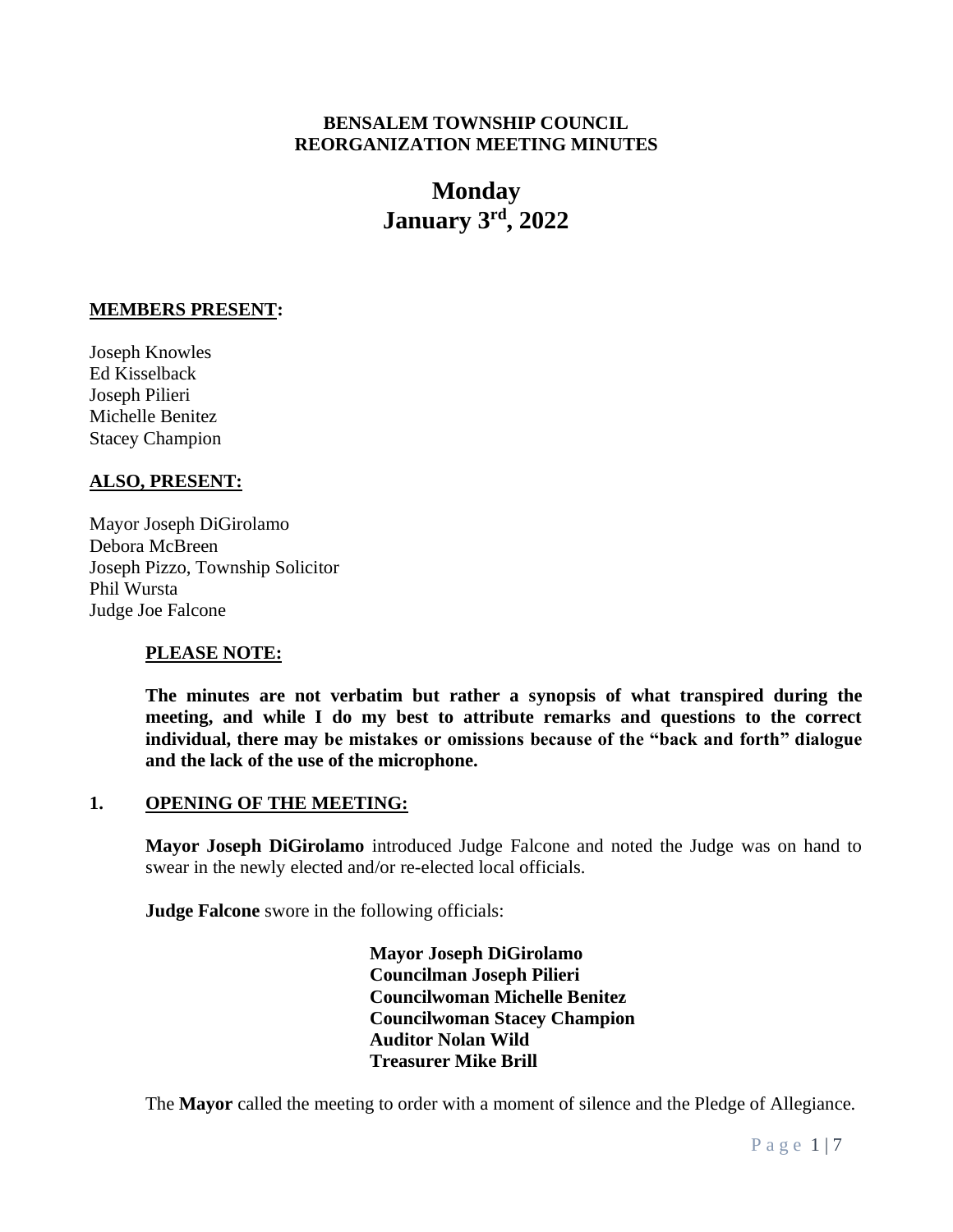**BENSALEM TOWNSHIP COUNCIL**
**REORGANIZATION MEETING MINUTES**

# Monday
# January 3rd, 2022

## MEMBERS PRESENT:

Joseph Knowles
Ed Kisselback
Joseph Pilieri
Michelle Benitez
Stacey Champion

## ALSO, PRESENT:

Mayor Joseph DiGirolamo
Debora McBreen
Joseph Pizzo, Township Solicitor
Phil Wursta
Judge Joe Falcone

**PLEASE NOTE:**

**The minutes are not verbatim but rather a synopsis of what transpired during the meeting, and while I do my best to attribute remarks and questions to the correct individual, there may be mistakes or omissions because of the "back and forth" dialogue and the lack of the use of the microphone.**

## 1. OPENING OF THE MEETING:

**Mayor Joseph DiGirolamo** introduced Judge Falcone and noted the Judge was on hand to swear in the newly elected and/or re-elected local officials.

**Judge Falcone** swore in the following officials:

**Mayor Joseph DiGirolamo**
**Councilman Joseph Pilieri**
**Councilwoman Michelle Benitez**
**Councilwoman Stacey Champion**
**Auditor Nolan Wild**
**Treasurer Mike Brill**

The **Mayor** called the meeting to order with a moment of silence and the Pledge of Allegiance.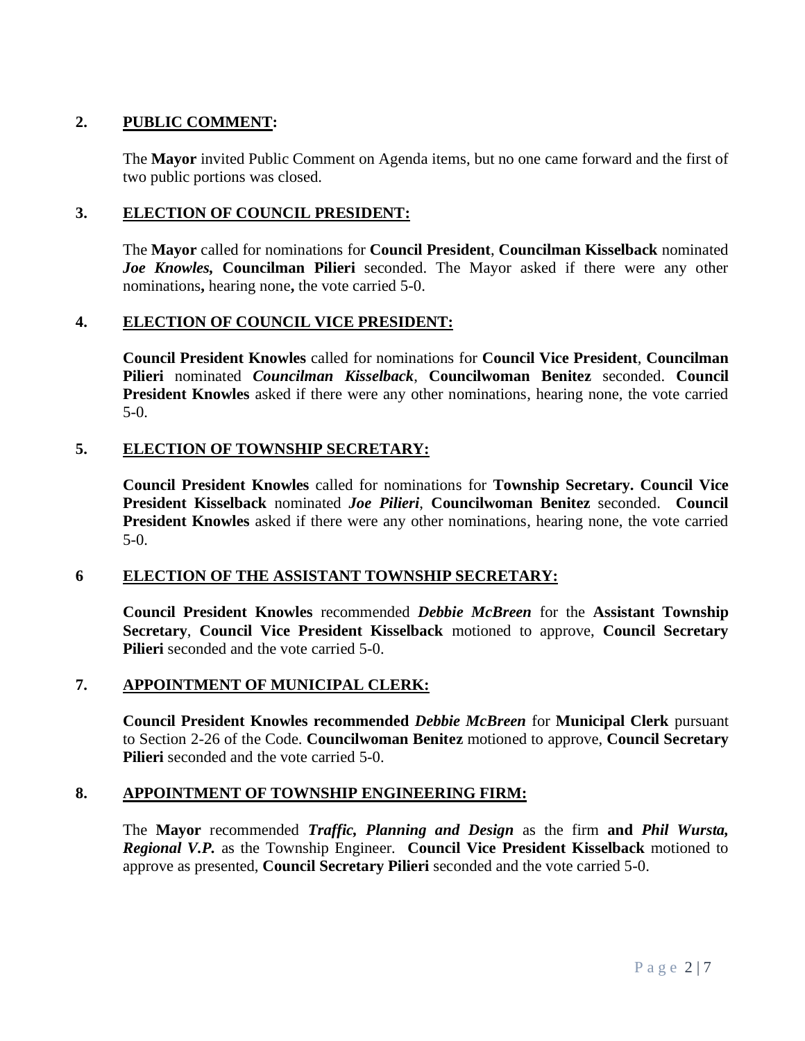## 2. **PUBLIC COMMENT:**

The **Mayor** invited Public Comment on Agenda items, but no one came forward and the first of two public portions was closed.

## 3. **ELECTION OF COUNCIL PRESIDENT:**

The **Mayor** called for nominations for **Council President**, **Councilman Kisselback** nominated ***Joe Knowles*, Councilman Pilieri** seconded. The Mayor asked if there were any other nominations**,** hearing none**,** the vote carried 5-0.

## 4. **ELECTION OF COUNCIL VICE PRESIDENT:**

**Council President Knowles** called for nominations for **Council Vice President**, **Councilman Pilieri** nominated ***Councilman Kisselback***, **Councilwoman Benitez** seconded. **Council President Knowles** asked if there were any other nominations, hearing none, the vote carried 5-0.

## 5. **ELECTION OF TOWNSHIP SECRETARY:**

**Council President Knowles** called for nominations for **Township Secretary. Council Vice President Kisselback** nominated ***Joe Pilieri***, **Councilwoman Benitez** seconded. **Council President Knowles** asked if there were any other nominations, hearing none, the vote carried 5-0.

## 6 **ELECTION OF THE ASSISTANT TOWNSHIP SECRETARY:**

**Council President Knowles** recommended ***Debbie McBreen*** for the **Assistant Township Secretary**, **Council Vice President Kisselback** motioned to approve, **Council Secretary Pilieri** seconded and the vote carried 5-0.

## 7. **APPOINTMENT OF MUNICIPAL CLERK:**

**Council President Knowles recommended *Debbie McBreen*** for **Municipal Clerk** pursuant to Section 2-26 of the Code. **Councilwoman Benitez** motioned to approve, **Council Secretary Pilieri** seconded and the vote carried 5-0.

## 8. **APPOINTMENT OF TOWNSHIP ENGINEERING FIRM:**

The **Mayor** recommended ***Traffic, Planning and Design*** as the firm **and *Phil Wursta, Regional V.P.*** as the Township Engineer. **Council Vice President Kisselback** motioned to approve as presented, **Council Secretary Pilieri** seconded and the vote carried 5-0.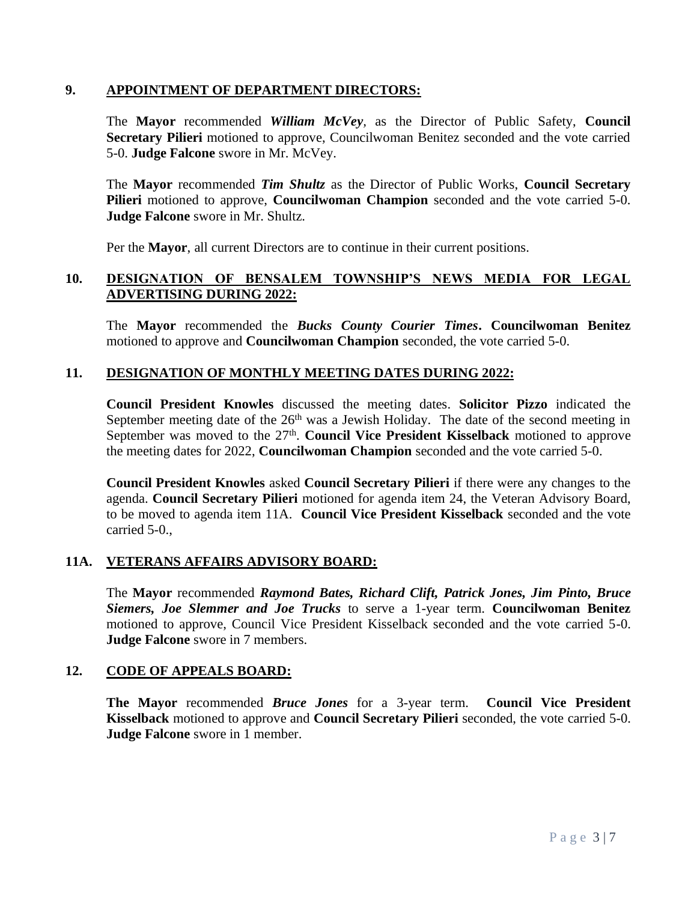## 9. APPOINTMENT OF DEPARTMENT DIRECTORS:

The **Mayor** recommended ***William McVey***, as the Director of Public Safety, **Council Secretary Pilieri** motioned to approve, Councilwoman Benitez seconded and the vote carried 5-0. **Judge Falcone** swore in Mr. McVey.

The **Mayor** recommended ***Tim Shultz*** as the Director of Public Works, **Council Secretary Pilieri** motioned to approve, **Councilwoman Champion** seconded and the vote carried 5-0. **Judge Falcone** swore in Mr. Shultz.

Per the **Mayor**, all current Directors are to continue in their current positions.

## 10. DESIGNATION OF BENSALEM TOWNSHIP'S NEWS MEDIA FOR LEGAL ADVERTISING DURING 2022:

The **Mayor** recommended the ***Bucks County Courier Times*. Councilwoman Benitez** motioned to approve and **Councilwoman Champion** seconded, the vote carried 5-0.

## 11. DESIGNATION OF MONTHLY MEETING DATES DURING 2022:

**Council President Knowles** discussed the meeting dates. **Solicitor Pizzo** indicated the September meeting date of the 26th was a Jewish Holiday. The date of the second meeting in September was moved to the 27th. **Council Vice President Kisselback** motioned to approve the meeting dates for 2022, **Councilwoman Champion** seconded and the vote carried 5-0.

**Council President Knowles** asked **Council Secretary Pilieri** if there were any changes to the agenda. **Council Secretary Pilieri** motioned for agenda item 24, the Veteran Advisory Board, to be moved to agenda item 11A. **Council Vice President Kisselback** seconded and the vote carried 5-0.,

## 11A. VETERANS AFFAIRS ADVISORY BOARD:

The **Mayor** recommended ***Raymond Bates, Richard Clift, Patrick Jones, Jim Pinto, Bruce Siemers, Joe Slemmer and Joe Trucks*** to serve a 1-year term. **Councilwoman Benitez** motioned to approve, Council Vice President Kisselback seconded and the vote carried 5-0. **Judge Falcone** swore in 7 members.

## 12. CODE OF APPEALS BOARD:

**The Mayor** recommended ***Bruce Jones*** for a 3-year term. **Council Vice President Kisselback** motioned to approve and **Council Secretary Pilieri** seconded, the vote carried 5-0. **Judge Falcone** swore in 1 member.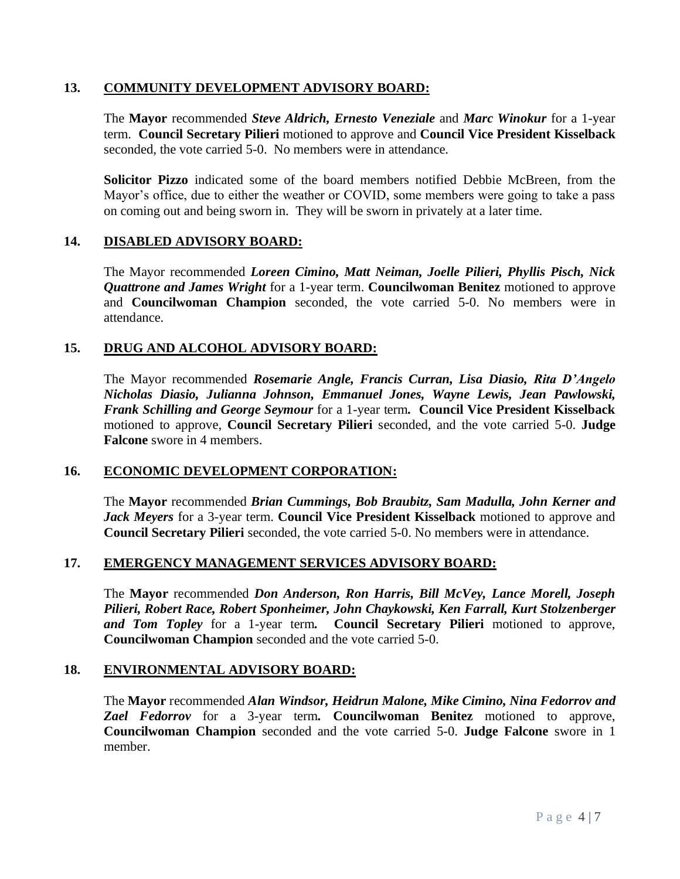## 13. COMMUNITY DEVELOPMENT ADVISORY BOARD:

The **Mayor** recommended ***Steve Aldrich, Ernesto Veneziale*** and ***Marc Winokur*** for a 1-year term. **Council Secretary Pilieri** motioned to approve and **Council Vice President Kisselback** seconded, the vote carried 5-0. No members were in attendance.

**Solicitor Pizzo** indicated some of the board members notified Debbie McBreen, from the Mayor's office, due to either the weather or COVID, some members were going to take a pass on coming out and being sworn in. They will be sworn in privately at a later time.

## 14. DISABLED ADVISORY BOARD:

The Mayor recommended ***Loreen Cimino, Matt Neiman, Joelle Pilieri, Phyllis Pisch, Nick Quattrone and James Wright*** for a 1-year term. **Councilwoman Benitez** motioned to approve and **Councilwoman Champion** seconded, the vote carried 5-0. No members were in attendance.

## 15. DRUG AND ALCOHOL ADVISORY BOARD:

The Mayor recommended ***Rosemarie Angle, Francis Curran, Lisa Diasio, Rita D'Angelo Nicholas Diasio, Julianna Johnson, Emmanuel Jones, Wayne Lewis, Jean Pawlowski, Frank Schilling and George Seymour*** for a 1-year term**.** **Council Vice President Kisselback** motioned to approve, **Council Secretary Pilieri** seconded, and the vote carried 5-0. **Judge Falcone** swore in 4 members.

## 16. ECONOMIC DEVELOPMENT CORPORATION:

The **Mayor** recommended ***Brian Cummings, Bob Braubitz, Sam Madulla, John Kerner and Jack Meyers*** for a 3-year term. **Council Vice President Kisselback** motioned to approve and **Council Secretary Pilieri** seconded, the vote carried 5-0. No members were in attendance.

## 17. EMERGENCY MANAGEMENT SERVICES ADVISORY BOARD:

The **Mayor** recommended ***Don Anderson, Ron Harris, Bill McVey, Lance Morell, Joseph Pilieri, Robert Race, Robert Sponheimer, John Chaykowski, Ken Farrall, Kurt Stolzenberger and Tom Topley*** for a 1-year term**.** **Council Secretary Pilieri** motioned to approve, **Councilwoman Champion** seconded and the vote carried 5-0.

## 18. ENVIRONMENTAL ADVISORY BOARD:

The **Mayor** recommended ***Alan Windsor, Heidrun Malone, Mike Cimino, Nina Fedorrov and Zael Fedorrov*** for a 3-year term**.** **Councilwoman Benitez** motioned to approve, **Councilwoman Champion** seconded and the vote carried 5-0. **Judge Falcone** swore in 1 member.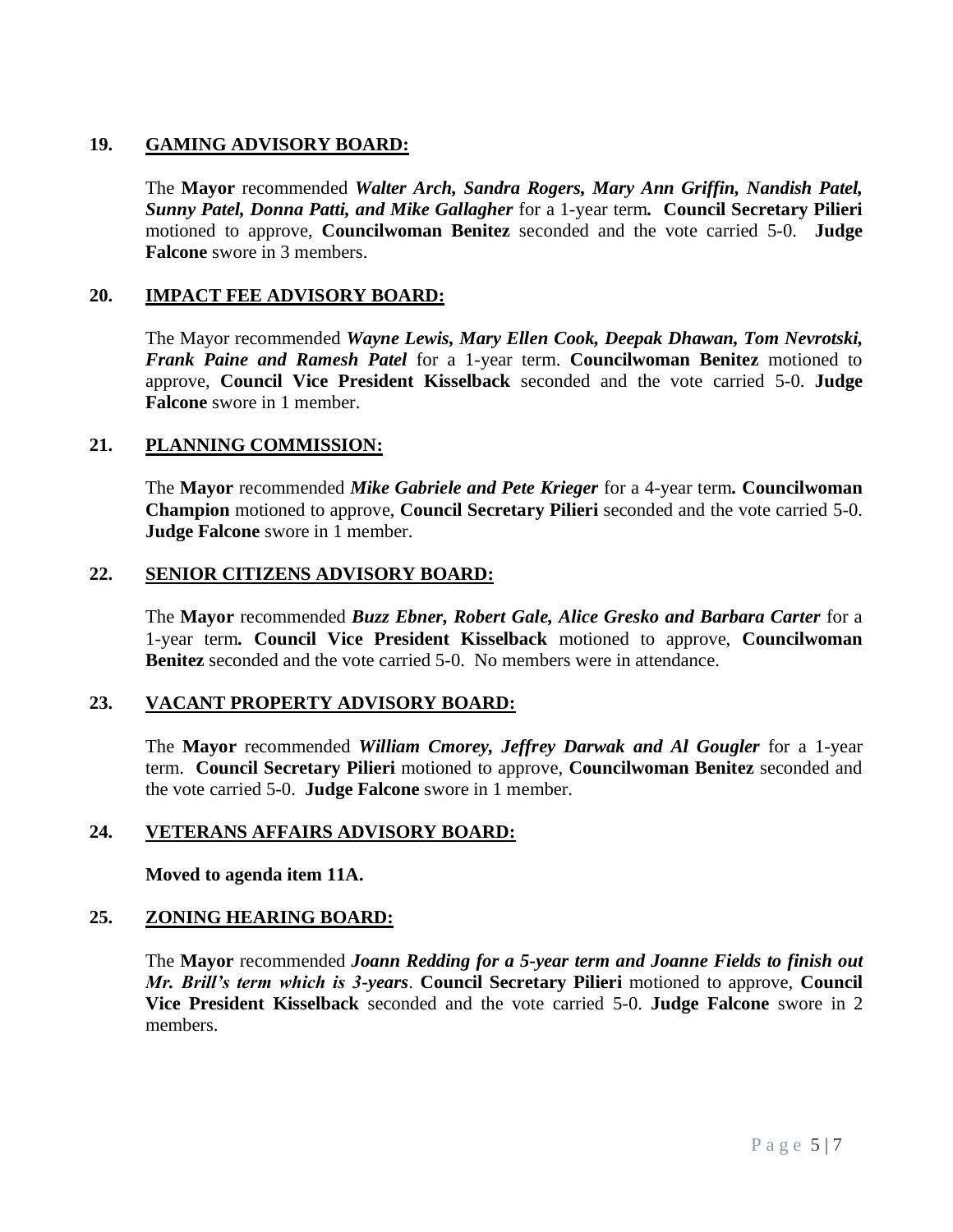**19. <u>GAMING ADVISORY BOARD:</u>**

The **Mayor** recommended ***Walter Arch, Sandra Rogers, Mary Ann Griffin, Nandish Patel, Sunny Patel, Donna Patti, and Mike Gallagher*** for a 1-year term***.*** **Council Secretary Pilieri** motioned to approve, **Councilwoman Benitez** seconded and the vote carried 5-0. **Judge Falcone** swore in 3 members.

**20. <u>IMPACT FEE ADVISORY BOARD:</u>**

The Mayor recommended ***Wayne Lewis, Mary Ellen Cook, Deepak Dhawan, Tom Nevrotski, Frank Paine and Ramesh Patel*** for a 1-year term. **Councilwoman Benitez** motioned to approve, **Council Vice President Kisselback** seconded and the vote carried 5-0. **Judge Falcone** swore in 1 member.

**21. <u>PLANNING COMMISSION:</u>**

The **Mayor** recommended ***Mike Gabriele and Pete Krieger*** for a 4-year term***.*** **Councilwoman Champion** motioned to approve, **Council Secretary Pilieri** seconded and the vote carried 5-0. **Judge Falcone** swore in 1 member.

**22. <u>SENIOR CITIZENS ADVISORY BOARD:</u>**

The **Mayor** recommended ***Buzz Ebner, Robert Gale, Alice Gresko and Barbara Carter*** for a 1-year term***.*** **Council Vice President Kisselback** motioned to approve, **Councilwoman Benitez** seconded and the vote carried 5-0. No members were in attendance.

**23. <u>VACANT PROPERTY ADVISORY BOARD:</u>**

The **Mayor** recommended ***William Cmorey, Jeffrey Darwak and Al Gougler*** for a 1-year term. **Council Secretary Pilieri** motioned to approve, **Councilwoman Benitez** seconded and the vote carried 5-0. **Judge Falcone** swore in 1 member.

**24. <u>VETERANS AFFAIRS ADVISORY BOARD:</u>**

**Moved to agenda item 11A.**

**25. <u>ZONING HEARING BOARD:</u>**

The **Mayor** recommended ***Joann Redding for a 5-year term and Joanne Fields to finish out Mr. Brill's term which is 3-years***. **Council Secretary Pilieri** motioned to approve, **Council Vice President Kisselback** seconded and the vote carried 5-0. **Judge Falcone** swore in 2 members.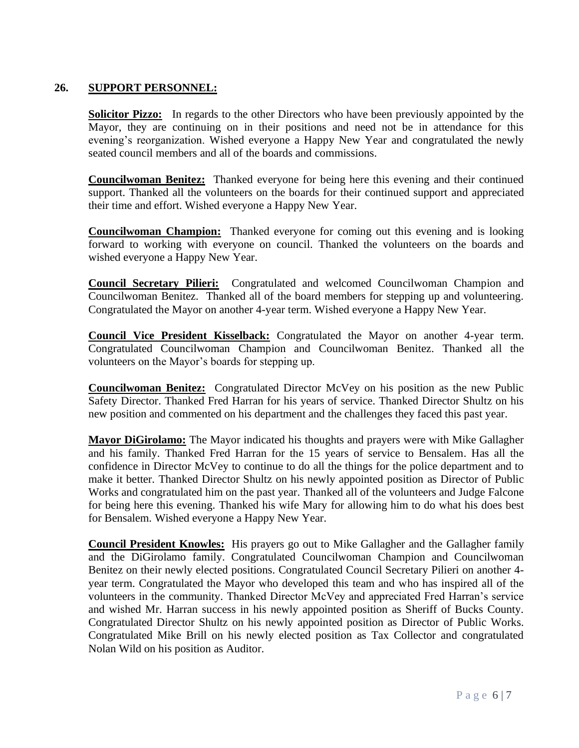## 26. SUPPORT PERSONNEL:

**Solicitor Pizzo:** In regards to the other Directors who have been previously appointed by the Mayor, they are continuing on in their positions and need not be in attendance for this evening's reorganization. Wished everyone a Happy New Year and congratulated the newly seated council members and all of the boards and commissions.

**Councilwoman Benitez:** Thanked everyone for being here this evening and their continued support. Thanked all the volunteers on the boards for their continued support and appreciated their time and effort. Wished everyone a Happy New Year.

**Councilwoman Champion:** Thanked everyone for coming out this evening and is looking forward to working with everyone on council. Thanked the volunteers on the boards and wished everyone a Happy New Year.

**Council Secretary Pilieri:** Congratulated and welcomed Councilwoman Champion and Councilwoman Benitez. Thanked all of the board members for stepping up and volunteering. Congratulated the Mayor on another 4-year term. Wished everyone a Happy New Year.

**Council Vice President Kisselback:** Congratulated the Mayor on another 4-year term. Congratulated Councilwoman Champion and Councilwoman Benitez. Thanked all the volunteers on the Mayor's boards for stepping up.

**Councilwoman Benitez:** Congratulated Director McVey on his position as the new Public Safety Director. Thanked Fred Harran for his years of service. Thanked Director Shultz on his new position and commented on his department and the challenges they faced this past year.

**Mayor DiGirolamo:** The Mayor indicated his thoughts and prayers were with Mike Gallagher and his family. Thanked Fred Harran for the 15 years of service to Bensalem. Has all the confidence in Director McVey to continue to do all the things for the police department and to make it better. Thanked Director Shultz on his newly appointed position as Director of Public Works and congratulated him on the past year. Thanked all of the volunteers and Judge Falcone for being here this evening. Thanked his wife Mary for allowing him to do what his does best for Bensalem. Wished everyone a Happy New Year.

**Council President Knowles:** His prayers go out to Mike Gallagher and the Gallagher family and the DiGirolamo family. Congratulated Councilwoman Champion and Councilwoman Benitez on their newly elected positions. Congratulated Council Secretary Pilieri on another 4-year term. Congratulated the Mayor who developed this team and who has inspired all of the volunteers in the community. Thanked Director McVey and appreciated Fred Harran's service and wished Mr. Harran success in his newly appointed position as Sheriff of Bucks County. Congratulated Director Shultz on his newly appointed position as Director of Public Works. Congratulated Mike Brill on his newly elected position as Tax Collector and congratulated Nolan Wild on his position as Auditor.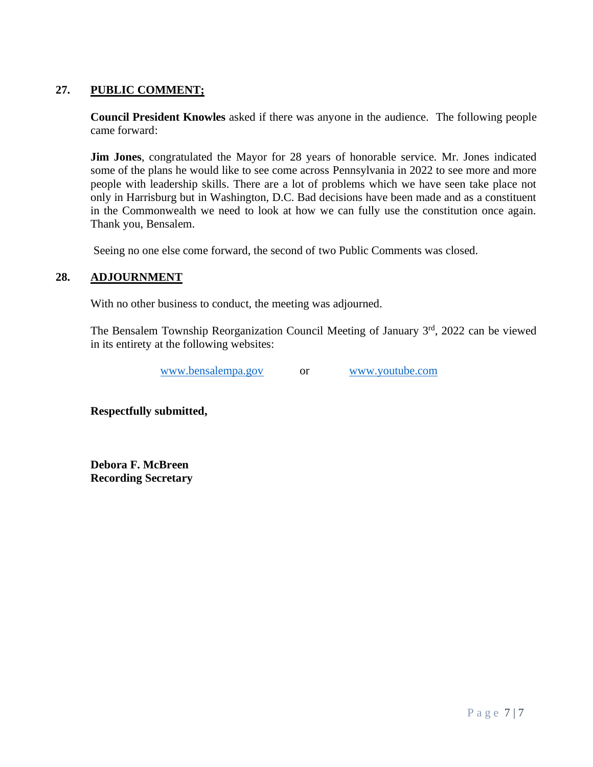## 27. PUBLIC COMMENT;

**Council President Knowles** asked if there was anyone in the audience. The following people came forward:

**Jim Jones**, congratulated the Mayor for 28 years of honorable service. Mr. Jones indicated some of the plans he would like to see come across Pennsylvania in 2022 to see more and more people with leadership skills. There are a lot of problems which we have seen take place not only in Harrisburg but in Washington, D.C. Bad decisions have been made and as a constituent in the Commonwealth we need to look at how we can fully use the constitution once again. Thank you, Bensalem.

Seeing no one else come forward, the second of two Public Comments was closed.

## 28. ADJOURNMENT

With no other business to conduct, the meeting was adjourned.

The Bensalem Township Reorganization Council Meeting of January 3rd, 2022 can be viewed in its entirety at the following websites:

www.bensalempa.gov or www.youtube.com

**Respectfully submitted,**

**Debora F. McBreen**
**Recording Secretary**